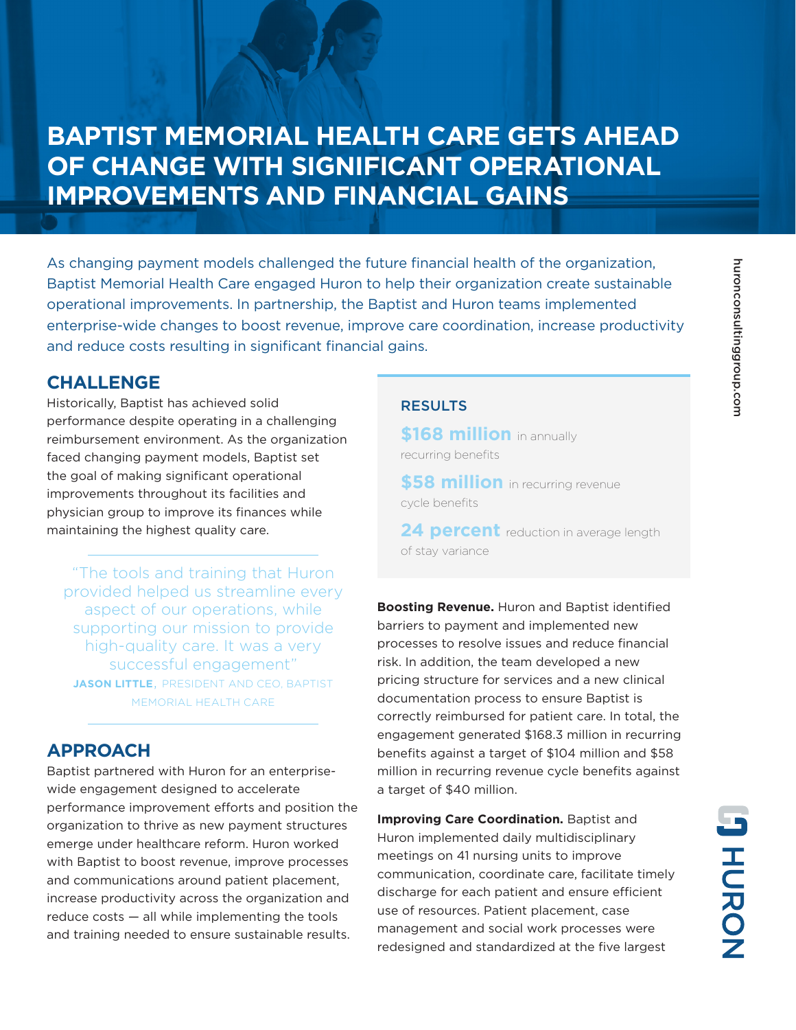# BAPTIST MEMORIAL HEALTH CARE GETS AHEAD OF CHANGE WITH SIGNIFICANT OPERATIONAL IMPROVEMENTS AND FINANCIAL GAINS

As changing payment models challenged the future financial health of the organization, Baptist Memorial Health Care engaged Huron to help their organization create sustainable operational improvements. In partnership, the Baptist and Huron teams implemented enterprise-wide changes to boost revenue, improve care coordination, increase productivity and reduce costs resulting in significant financial gains.

## CHALLENGE

Historically, Baptist has achieved solid performance despite operating in a challenging reimbursement environment. As the organization faced changing payment models, Baptist set the goal of making significant operational improvements throughout its facilities and physician group to improve its finances while maintaining the highest quality care.

> "The tools and training that Huron provided helped us streamline every aspect of our operations, while supporting our mission to provide high-quality care. It was a very successful engagement"
>
> **JASON LITTLE**, PRESIDENT AND CEO, BAPTIST MEMORIAL HEALTH CARE

## APPROACH

Baptist partnered with Huron for an enterprise-wide engagement designed to accelerate performance improvement efforts and position the organization to thrive as new payment structures emerge under healthcare reform. Huron worked with Baptist to boost revenue, improve processes and communications around patient placement, increase productivity across the organization and reduce costs — all while implementing the tools and training needed to ensure sustainable results.

### RESULTS

**$168 million** in annually recurring benefits

**$58 million** in recurring revenue cycle benefits

**24 percent** reduction in average length of stay variance

**Boosting Revenue.** Huron and Baptist identified barriers to payment and implemented new processes to resolve issues and reduce financial risk. In addition, the team developed a new pricing structure for services and a new clinical documentation process to ensure Baptist is correctly reimbursed for patient care. In total, the engagement generated $168.3 million in recurring benefits against a target of $104 million and $58 million in recurring revenue cycle benefits against a target of $40 million.

**Improving Care Coordination.** Baptist and Huron implemented daily multidisciplinary meetings on 41 nursing units to improve communication, coordinate care, facilitate timely discharge for each patient and ensure efficient use of resources. Patient placement, case management and social work processes were redesigned and standardized at the five largest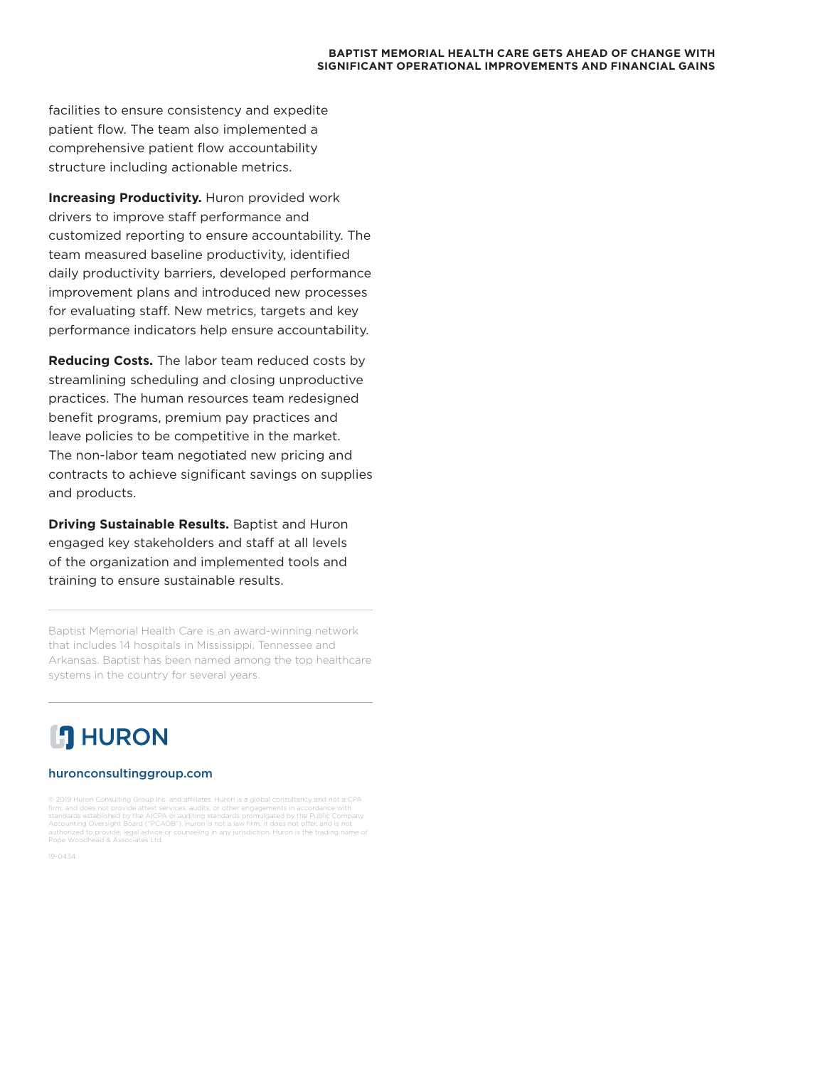facilities to ensure consistency and expedite patient flow. The team also implemented a comprehensive patient flow accountability structure including actionable metrics.

**Increasing Productivity.** Huron provided work drivers to improve staff performance and customized reporting to ensure accountability. The team measured baseline productivity, identified daily productivity barriers, developed performance improvement plans and introduced new processes for evaluating staff. New metrics, targets and key performance indicators help ensure accountability.

**Reducing Costs.** The labor team reduced costs by streamlining scheduling and closing unproductive practices. The human resources team redesigned benefit programs, premium pay practices and leave policies to be competitive in the market. The non-labor team negotiated new pricing and contracts to achieve significant savings on supplies and products.

**Driving Sustainable Results.** Baptist and Huron engaged key stakeholders and staff at all levels of the organization and implemented tools and training to ensure sustainable results.

---

Baptist Memorial Health Care is an award-winning network that includes 14 hospitals in Mississippi, Tennessee and Arkansas. Baptist has been named among the top healthcare systems in the country for several years.

---

HURON

huronconsultinggroup.com

© 2019 Huron Consulting Group Inc. and affiliates. Huron is a global consultancy and not a CPA firm, and does not provide attest services, audits, or other engagements in accordance with standards established by the AICPA or auditing standards promulgated by the Public Company Accounting Oversight Board ("PCAOB"). Huron is not a law firm; it does not offer, and is not authorized to provide, legal advice or counseling in any jurisdiction. Huron is the trading name of Pope Woodhead & Associates Ltd.

19-0434